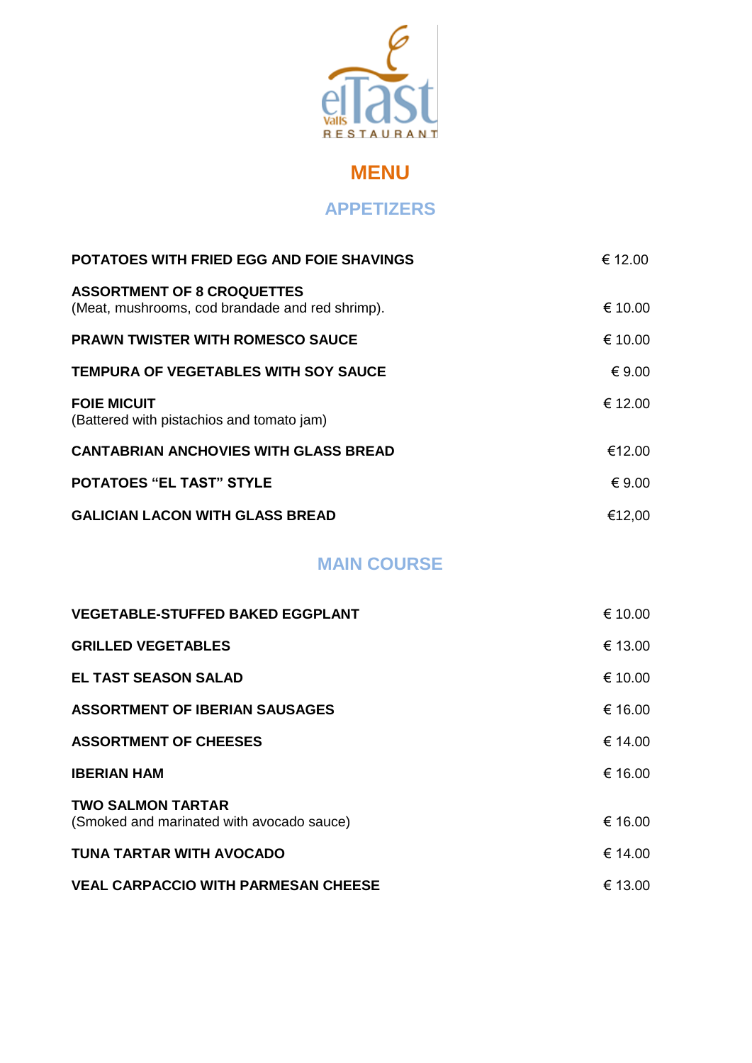elTast Valls RESTAURANT

# MENU

## APPETIZERS

| | |
|---|---|
| **POTATOES WITH FRIED EGG AND FOIE SHAVINGS** | € 12.00 |
| **ASSORTMENT OF 8 CROQUETTES**<br>(Meat, mushrooms, cod brandade and red shrimp). | € 10.00 |
| **PRAWN TWISTER WITH ROMESCO SAUCE** | € 10.00 |
| **TEMPURA OF VEGETABLES WITH SOY SAUCE** | € 9.00 |
| **FOIE MICUIT**<br>(Battered with pistachios and tomato jam) | € 12.00 |
| **CANTABRIAN ANCHOVIES WITH GLASS BREAD** | €12.00 |
| **POTATOES "EL TAST" STYLE** | € 9.00 |
| **GALICIAN LACON WITH GLASS BREAD** | €12,00 |

## MAIN COURSE

| | |
|---|---|
| **VEGETABLE-STUFFED BAKED EGGPLANT** | € 10.00 |
| **GRILLED VEGETABLES** | € 13.00 |
| **EL TAST SEASON SALAD** | € 10.00 |
| **ASSORTMENT OF IBERIAN SAUSAGES** | € 16.00 |
| **ASSORTMENT OF CHEESES** | € 14.00 |
| **IBERIAN HAM** | € 16.00 |
| **TWO SALMON TARTAR**<br>(Smoked and marinated with avocado sauce) | € 16.00 |
| **TUNA TARTAR WITH AVOCADO** | € 14.00 |
| **VEAL CARPACCIO WITH PARMESAN CHEESE** | € 13.00 |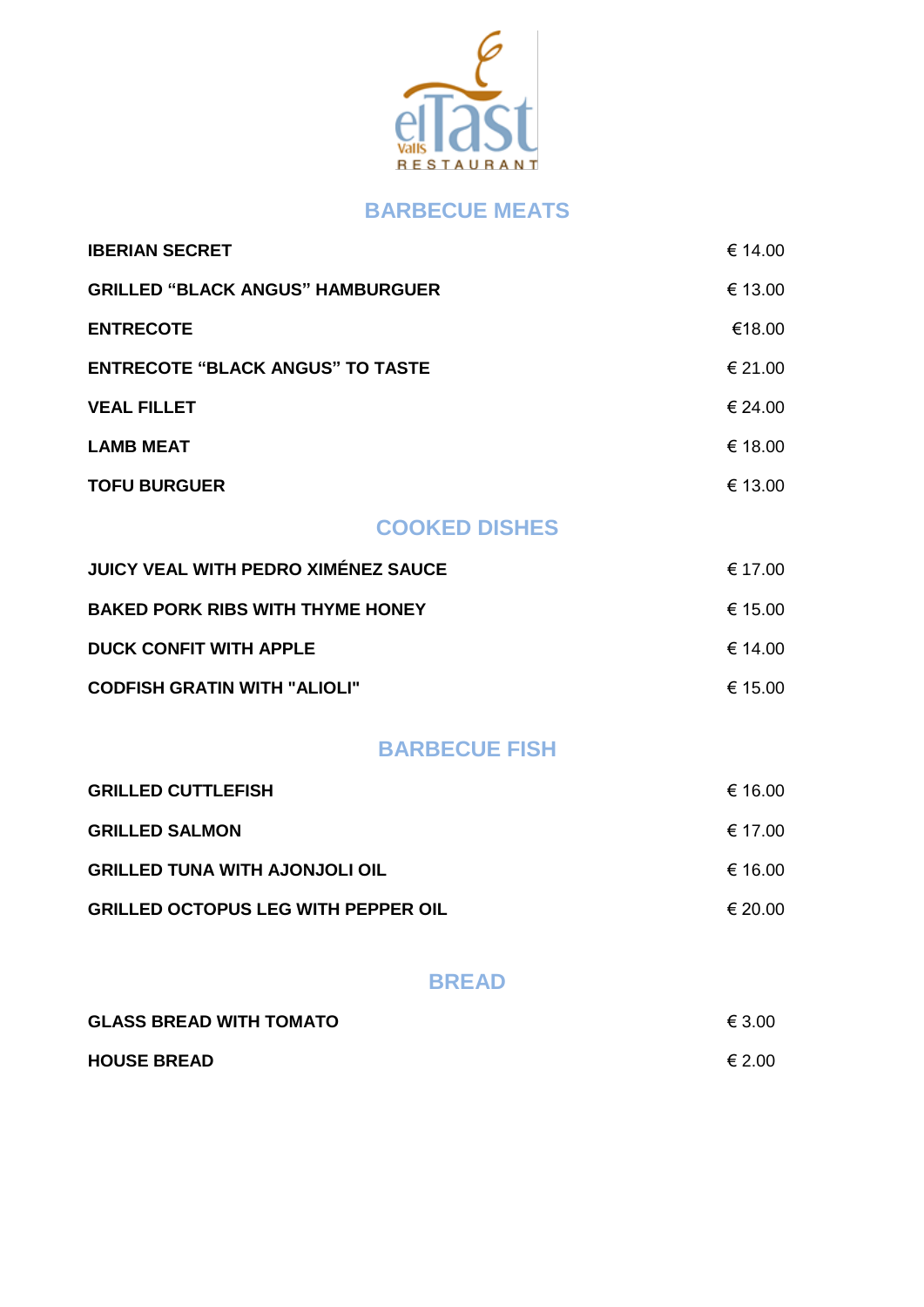elTast Valls RESTAURANT

## BARBECUE MEATS

| | |
|---|---|
| **IBERIAN SECRET** | € 14.00 |
| **GRILLED “BLACK ANGUS” HAMBURGUER** | € 13.00 |
| **ENTRECOTE** | €18.00 |
| **ENTRECOTE “BLACK ANGUS” TO TASTE** | € 21.00 |
| **VEAL FILLET** | € 24.00 |
| **LAMB MEAT** | € 18.00 |
| **TOFU BURGUER** | € 13.00 |

## COOKED DISHES

| | |
|---|---|
| **JUICY VEAL WITH PEDRO XIMÉNEZ SAUCE** | € 17.00 |
| **BAKED PORK RIBS WITH THYME HONEY** | € 15.00 |
| **DUCK CONFIT WITH APPLE** | € 14.00 |
| **CODFISH GRATIN WITH "ALIOLI"** | € 15.00 |

## BARBECUE FISH

| | |
|---|---|
| **GRILLED CUTTLEFISH** | € 16.00 |
| **GRILLED SALMON** | € 17.00 |
| **GRILLED TUNA WITH AJONJOLI OIL** | € 16.00 |
| **GRILLED OCTOPUS LEG WITH PEPPER OIL** | € 20.00 |

## BREAD

| | |
|---|---|
| **GLASS BREAD WITH TOMATO** | € 3.00 |
| **HOUSE BREAD** | € 2.00 |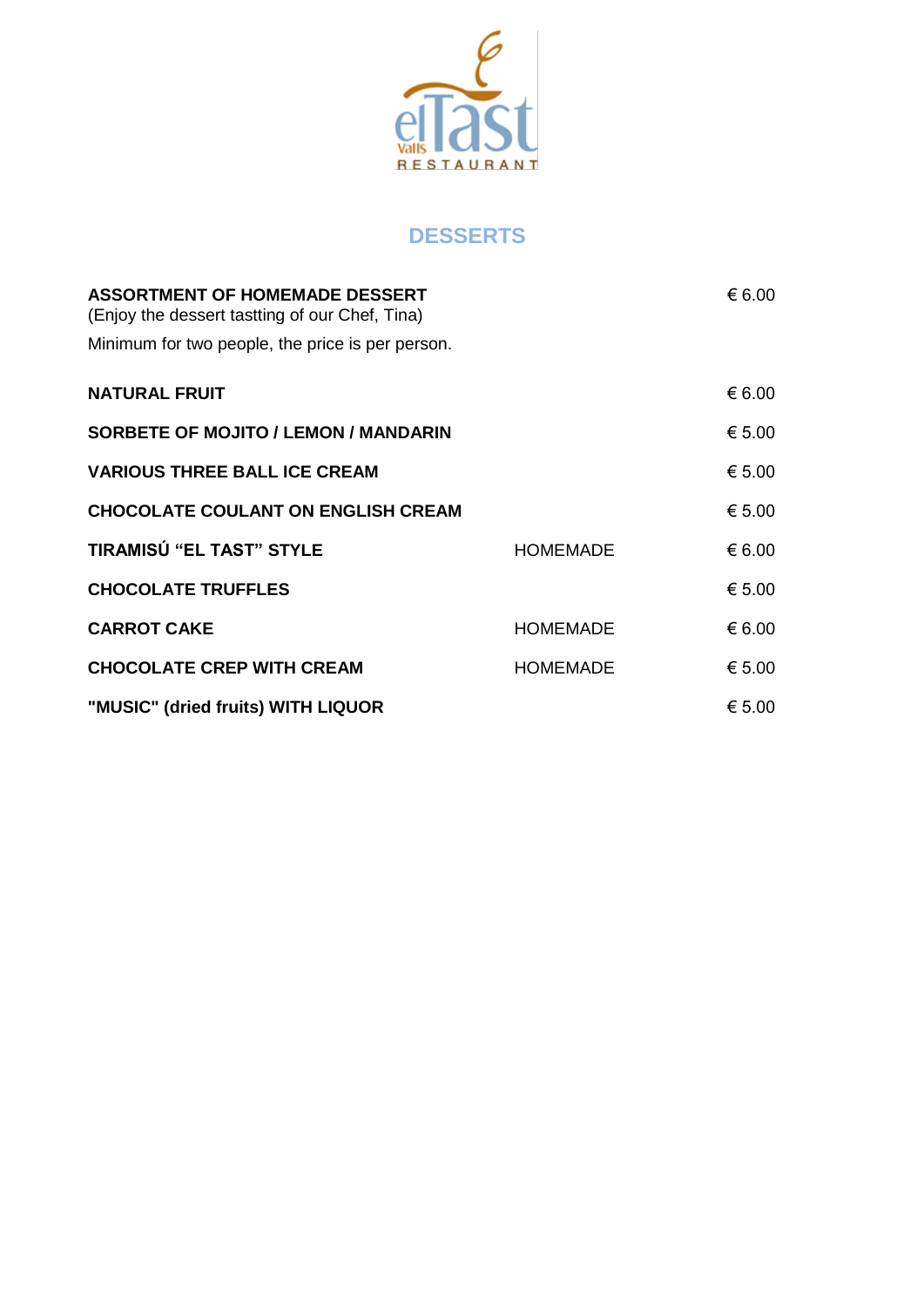elTast Valls RESTAURANT

## DESSERTS

| | | |
|---|---|---|
| **ASSORTMENT OF HOMEMADE DESSERT**<br>(Enjoy the dessert tastting of our Chef, Tina)<br>Minimum for two people, the price is per person. | | € 6.00 |
| **NATURAL FRUIT** | | € 6.00 |
| **SORBETE OF MOJITO / LEMON / MANDARIN** | | € 5.00 |
| **VARIOUS THREE BALL ICE CREAM** | | € 5.00 |
| **CHOCOLATE COULANT ON ENGLISH CREAM** | | € 5.00 |
| **TIRAMISÚ “EL TAST” STYLE** | HOMEMADE | € 6.00 |
| **CHOCOLATE TRUFFLES** | | € 5.00 |
| **CARROT CAKE** | HOMEMADE | € 6.00 |
| **CHOCOLATE CREP WITH CREAM** | HOMEMADE | € 5.00 |
| **"MUSIC" (dried fruits) WITH LIQUOR** | | € 5.00 |